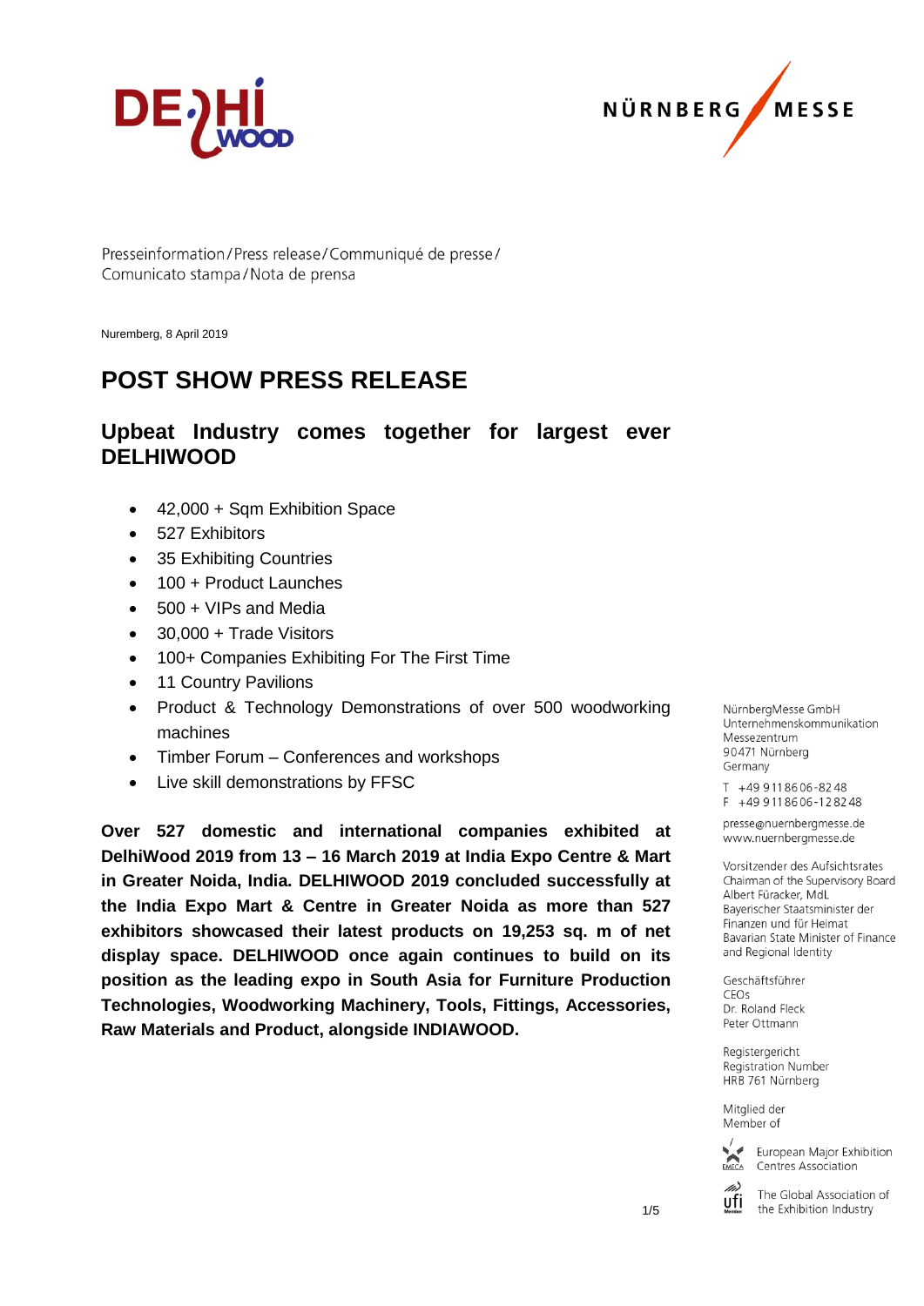Presseinformation / Press release / Communiqué de presse / Comunicato stampa / Nota de prensa

Nuremberg, 8 April 2019

# POST SHOW PRESS RELEASE

## Upbeat Industry comes together for largest ever DELHIWOOD

- 42,000 + Sqm Exhibition Space
- 527 Exhibitors
- 35 Exhibiting Countries
- 100 + Product Launches
- 500 + VIPs and Media
- 30,000 + Trade Visitors
- 100+ Companies Exhibiting For The First Time
- 11 Country Pavilions
- Product & Technology Demonstrations of over 500 woodworking machines
- Timber Forum – Conferences and workshops
- Live skill demonstrations by FFSC

**Over 527 domestic and international companies exhibited at DelhiWood 2019 from 13 – 16 March 2019 at India Expo Centre & Mart in Greater Noida, India. DELHIWOOD 2019 concluded successfully at the India Expo Mart & Centre in Greater Noida as more than 527 exhibitors showcased their latest products on 19,253 sq. m of net display space. DELHIWOOD once again continues to build on its position as the leading expo in South Asia for Furniture Production Technologies, Woodworking Machinery, Tools, Fittings, Accessories, Raw Materials and Product, alongside INDIAWOOD.**

NürnbergMesse GmbH
Unternehmenskommunikation
Messezentrum
90471 Nürnberg
Germany

T +49 9 11 86 06-82 48
F +49 9 11 86 06-12 82 48

presse@nuernbergmesse.de
www.nuernbergmesse.de

Vorsitzender des Aufsichtsrates
Chairman of the Supervisory Board
Albert Füracker, MdL
Bayerischer Staatsminister der Finanzen und für Heimat
Bavarian State Minister of Finance and Regional Identity

Geschäftsführer
CEOs
Dr. Roland Fleck
Peter Ottmann

Registergericht
Registration Number
HRB 761 Nürnberg

Mitglied der
Member of

European Major Exhibition Centres Association

The Global Association of the Exhibition Industry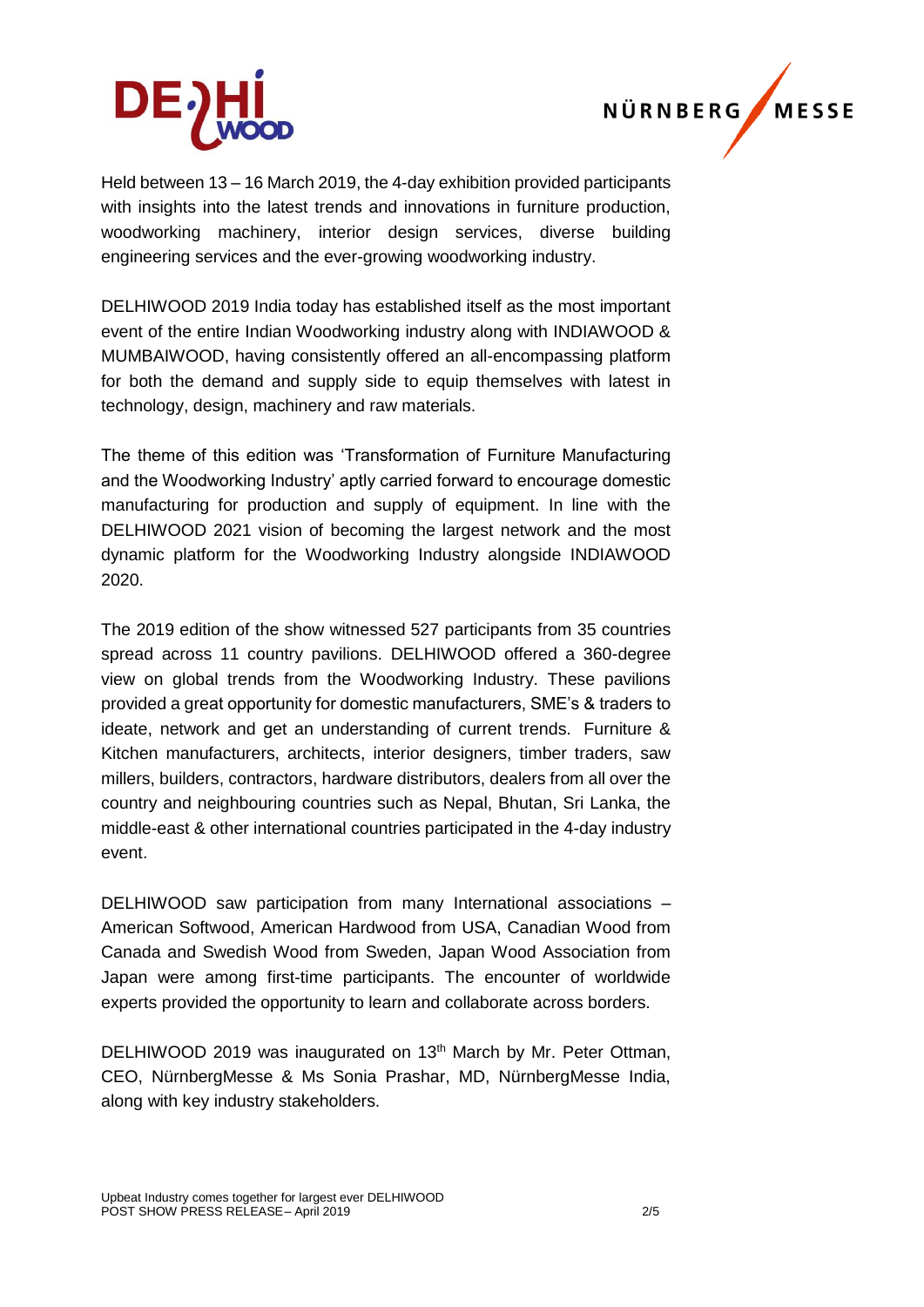Held between 13 – 16 March 2019, the 4-day exhibition provided participants with insights into the latest trends and innovations in furniture production, woodworking machinery, interior design services, diverse building engineering services and the ever-growing woodworking industry.

DELHIWOOD 2019 India today has established itself as the most important event of the entire Indian Woodworking industry along with INDIAWOOD & MUMBAIWOOD, having consistently offered an all-encompassing platform for both the demand and supply side to equip themselves with latest in technology, design, machinery and raw materials.

The theme of this edition was 'Transformation of Furniture Manufacturing and the Woodworking Industry' aptly carried forward to encourage domestic manufacturing for production and supply of equipment. In line with the DELHIWOOD 2021 vision of becoming the largest network and the most dynamic platform for the Woodworking Industry alongside INDIAWOOD 2020.

The 2019 edition of the show witnessed 527 participants from 35 countries spread across 11 country pavilions. DELHIWOOD offered a 360-degree view on global trends from the Woodworking Industry. These pavilions provided a great opportunity for domestic manufacturers, SME's & traders to ideate, network and get an understanding of current trends. Furniture & Kitchen manufacturers, architects, interior designers, timber traders, saw millers, builders, contractors, hardware distributors, dealers from all over the country and neighbouring countries such as Nepal, Bhutan, Sri Lanka, the middle-east & other international countries participated in the 4-day industry event.

DELHIWOOD saw participation from many International associations – American Softwood, American Hardwood from USA, Canadian Wood from Canada and Swedish Wood from Sweden, Japan Wood Association from Japan were among first-time participants. The encounter of worldwide experts provided the opportunity to learn and collaborate across borders.

DELHIWOOD 2019 was inaugurated on 13th March by Mr. Peter Ottman, CEO, NürnbergMesse & Ms Sonia Prashar, MD, NürnbergMesse India, along with key industry stakeholders.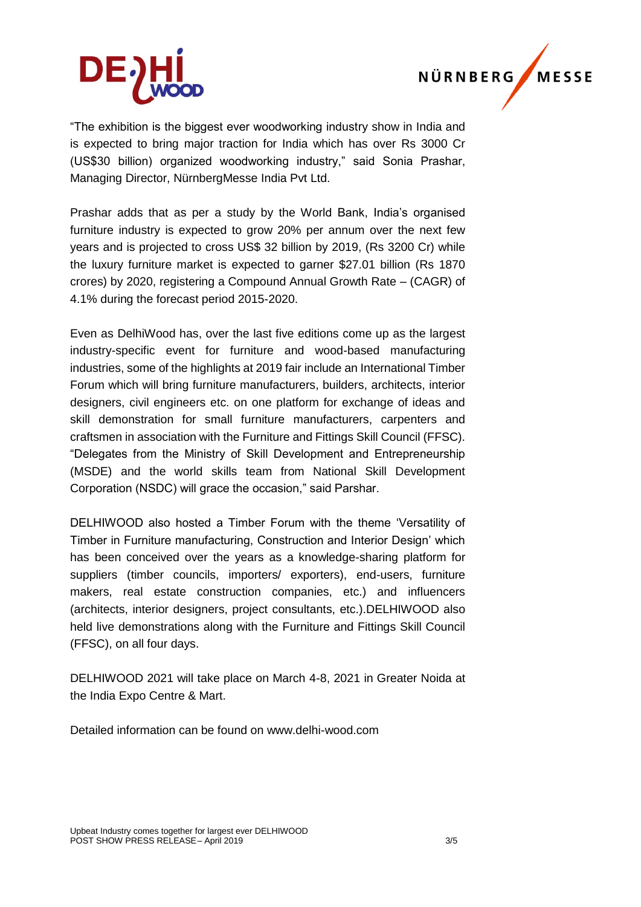"The exhibition is the biggest ever woodworking industry show in India and is expected to bring major traction for India which has over Rs 3000 Cr (US$30 billion) organized woodworking industry," said Sonia Prashar, Managing Director, NürnbergMesse India Pvt Ltd.

Prashar adds that as per a study by the World Bank, India's organised furniture industry is expected to grow 20% per annum over the next few years and is projected to cross US$ 32 billion by 2019, (Rs 3200 Cr) while the luxury furniture market is expected to garner $27.01 billion (Rs 1870 crores) by 2020, registering a Compound Annual Growth Rate – (CAGR) of 4.1% during the forecast period 2015-2020.

Even as DelhiWood has, over the last five editions come up as the largest industry-specific event for furniture and wood-based manufacturing industries, some of the highlights at 2019 fair include an International Timber Forum which will bring furniture manufacturers, builders, architects, interior designers, civil engineers etc. on one platform for exchange of ideas and skill demonstration for small furniture manufacturers, carpenters and craftsmen in association with the Furniture and Fittings Skill Council (FFSC). "Delegates from the Ministry of Skill Development and Entrepreneurship (MSDE) and the world skills team from National Skill Development Corporation (NSDC) will grace the occasion," said Parshar.

DELHIWOOD also hosted a Timber Forum with the theme 'Versatility of Timber in Furniture manufacturing, Construction and Interior Design' which has been conceived over the years as a knowledge-sharing platform for suppliers (timber councils, importers/ exporters), end-users, furniture makers, real estate construction companies, etc.) and influencers (architects, interior designers, project consultants, etc.).DELHIWOOD also held live demonstrations along with the Furniture and Fittings Skill Council (FFSC), on all four days.

DELHIWOOD 2021 will take place on March 4-8, 2021 in Greater Noida at the India Expo Centre & Mart.

Detailed information can be found on www.delhi-wood.com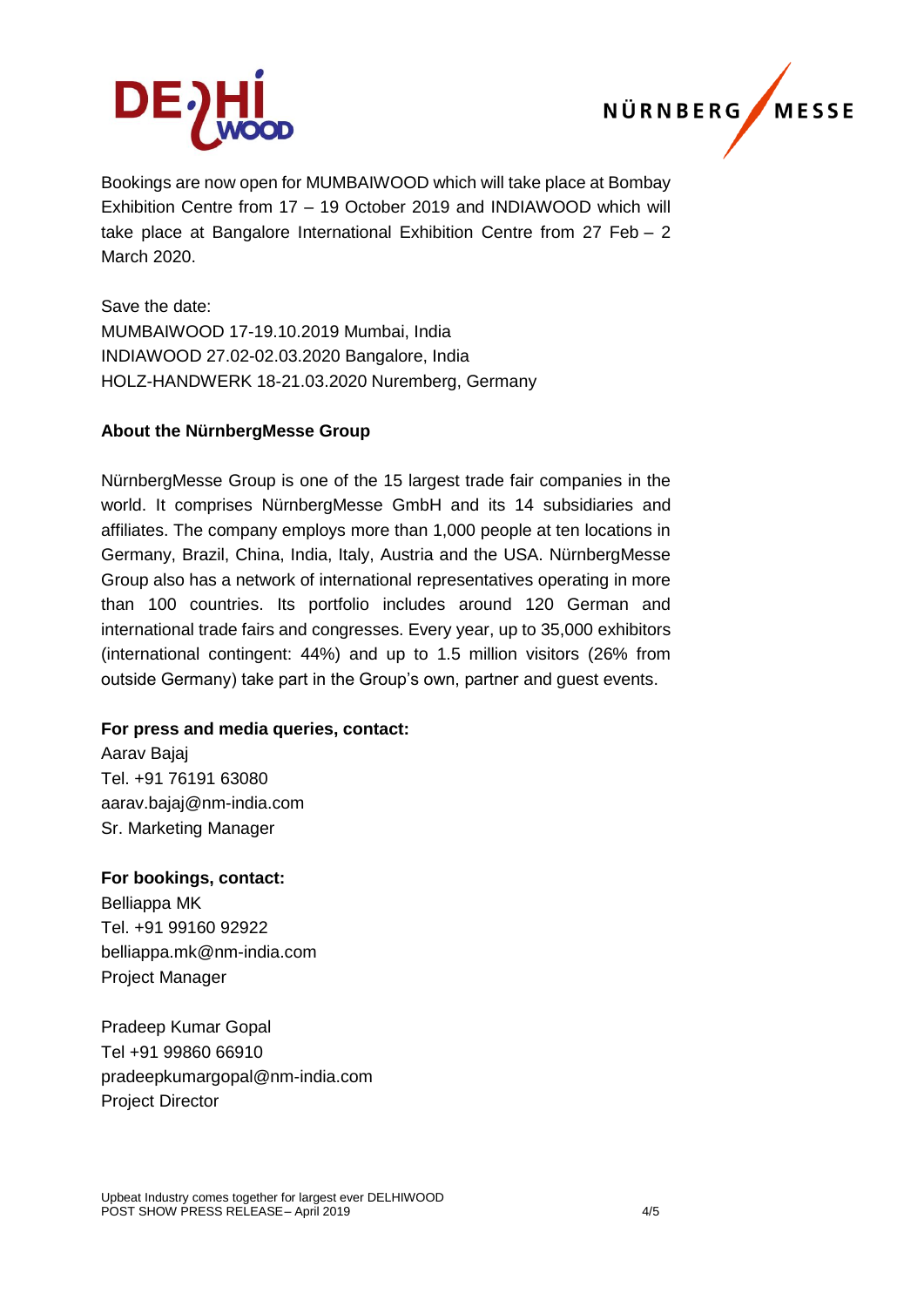Bookings are now open for MUMBAIWOOD which will take place at Bombay Exhibition Centre from 17 – 19 October 2019 and INDIAWOOD which will take place at Bangalore International Exhibition Centre from 27 Feb – 2 March 2020.

Save the date:
MUMBAIWOOD 17-19.10.2019 Mumbai, India
INDIAWOOD 27.02-02.03.2020 Bangalore, India
HOLZ-HANDWERK 18-21.03.2020 Nuremberg, Germany

**About the NürnbergMesse Group**

NürnbergMesse Group is one of the 15 largest trade fair companies in the world. It comprises NürnbergMesse GmbH and its 14 subsidiaries and affiliates. The company employs more than 1,000 people at ten locations in Germany, Brazil, China, India, Italy, Austria and the USA. NürnbergMesse Group also has a network of international representatives operating in more than 100 countries. Its portfolio includes around 120 German and international trade fairs and congresses. Every year, up to 35,000 exhibitors (international contingent: 44%) and up to 1.5 million visitors (26% from outside Germany) take part in the Group's own, partner and guest events.

**For press and media queries, contact:**
Aarav Bajaj
Tel. +91 76191 63080
aarav.bajaj@nm-india.com
Sr. Marketing Manager

**For bookings, contact:**
Belliappa MK
Tel. +91 99160 92922
belliappa.mk@nm-india.com
Project Manager

Pradeep Kumar Gopal
Tel +91 99860 66910
pradeepkumargopal@nm-india.com
Project Director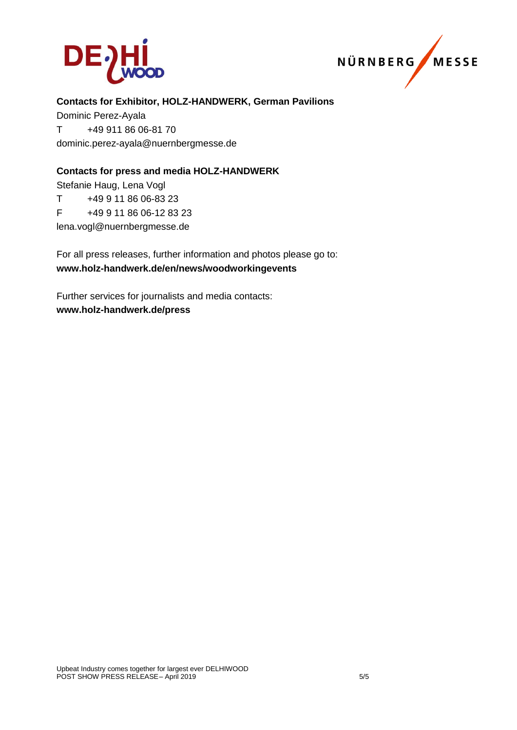**Contacts for Exhibitor, HOLZ-HANDWERK, German Pavilions**

Dominic Perez-Ayala

T +49 911 86 06-81 70

dominic.perez-ayala@nuernbergmesse.de

**Contacts for press and media HOLZ-HANDWERK**

Stefanie Haug, Lena Vogl

T +49 9 11 86 06-83 23

F +49 9 11 86 06-12 83 23

lena.vogl@nuernbergmesse.de

For all press releases, further information and photos please go to:
**www.holz-handwerk.de/en/news/woodworkingevents**

Further services for journalists and media contacts:
**www.holz-handwerk.de/press**